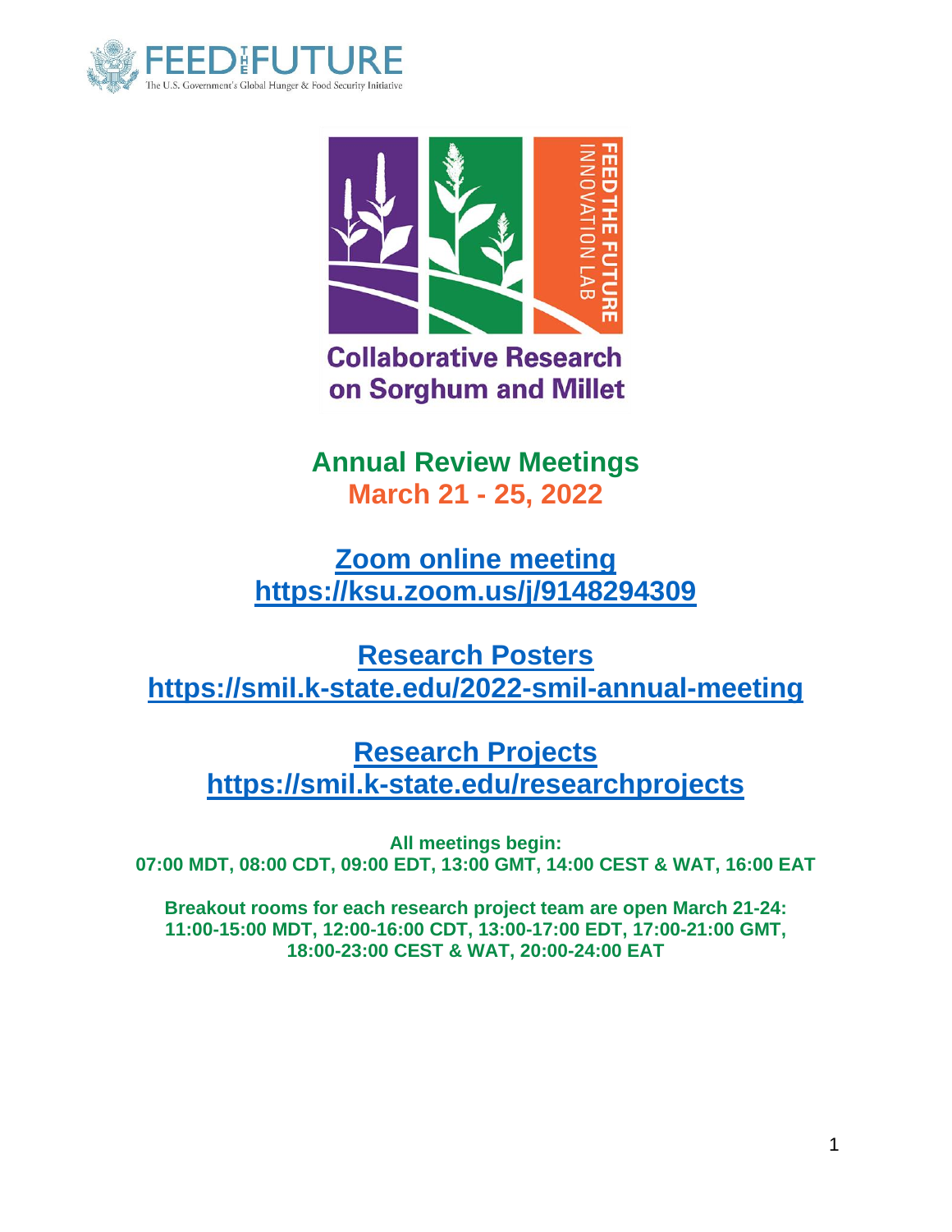# Collaborative Research on Sorghum and Millet

## Annual Review Meetings
## March 21 - 25, 2022

**[Zoom online meeting](https://ksu.zoom.us/j/9148294309)**
**https://ksu.zoom.us/j/9148294309**

**[Research Posters](https://smil.k-state.edu/2022-smil-annual-meeting)**
**https://smil.k-state.edu/2022-smil-annual-meeting**

**[Research Projects](https://smil.k-state.edu/researchprojects)**
**https://smil.k-state.edu/researchprojects**

**All meetings begin:**
**07:00 MDT, 08:00 CDT, 09:00 EDT, 13:00 GMT, 14:00 CEST & WAT, 16:00 EAT**

**Breakout rooms for each research project team are open March 21-24:**
**11:00-15:00 MDT, 12:00-16:00 CDT, 13:00-17:00 EDT, 17:00-21:00 GMT, 18:00-23:00 CEST & WAT, 20:00-24:00 EAT**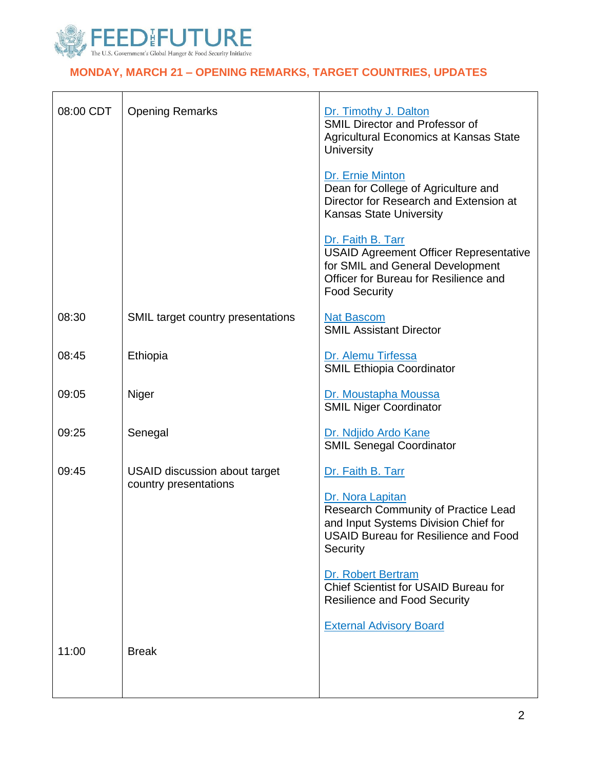## MONDAY, MARCH 21 – OPENING REMARKS, TARGET COUNTRIES, UPDATES

| | | |
|---|---|---|
| 08:00 CDT | Opening Remarks | Dr. Timothy J. Dalton<br>SMIL Director and Professor of Agricultural Economics at Kansas State University<br><br>Dr. Ernie Minton<br>Dean for College of Agriculture and Director for Research and Extension at Kansas State University<br><br>Dr. Faith B. Tarr<br>USAID Agreement Officer Representative for SMIL and General Development Officer for Bureau for Resilience and Food Security |
| 08:30 | SMIL target country presentations | Nat Bascom<br>SMIL Assistant Director |
| 08:45 | Ethiopia | Dr. Alemu Tirfessa<br>SMIL Ethiopia Coordinator |
| 09:05 | Niger | Dr. Moustapha Moussa<br>SMIL Niger Coordinator |
| 09:25 | Senegal | Dr. Ndjido Ardo Kane<br>SMIL Senegal Coordinator |
| 09:45 | USAID discussion about target country presentations | Dr. Faith B. Tarr<br><br>Dr. Nora Lapitan<br>Research Community of Practice Lead and Input Systems Division Chief for USAID Bureau for Resilience and Food Security<br><br>Dr. Robert Bertram<br>Chief Scientist for USAID Bureau for Resilience and Food Security<br><br>External Advisory Board |
| 11:00 | Break | |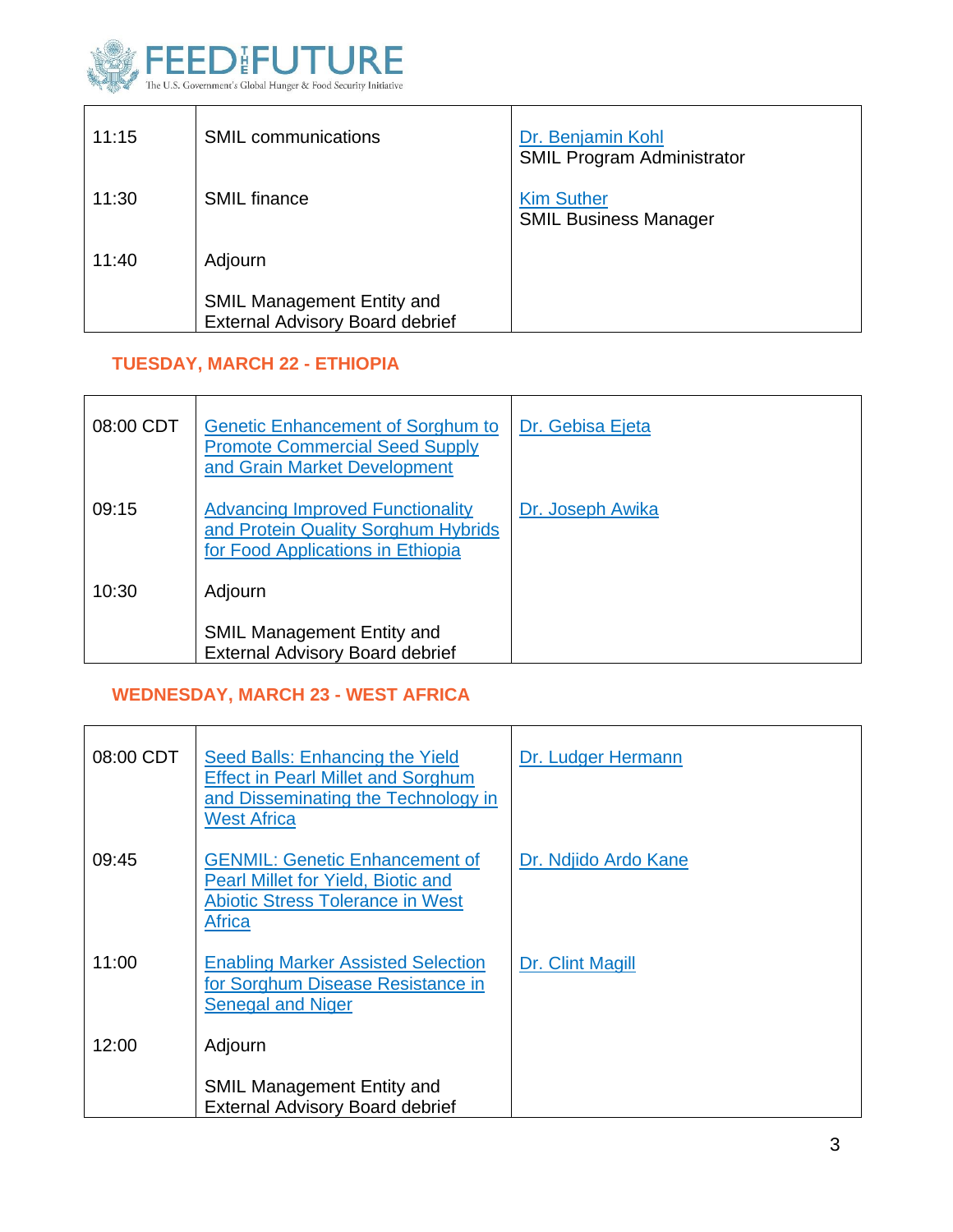| | | |
|---|---|---|
| 11:15 | SMIL communications | Dr. Benjamin Kohl<br>SMIL Program Administrator |
| 11:30 | SMIL finance | Kim Suther<br>SMIL Business Manager |
| 11:40 | Adjourn<br><br>SMIL Management Entity and External Advisory Board debrief | |

## TUESDAY, MARCH 22 - ETHIOPIA

| | | |
|---|---|---|
| 08:00 CDT | Genetic Enhancement of Sorghum to Promote Commercial Seed Supply and Grain Market Development | Dr. Gebisa Ejeta |
| 09:15 | Advancing Improved Functionality and Protein Quality Sorghum Hybrids for Food Applications in Ethiopia | Dr. Joseph Awika |
| 10:30 | Adjourn<br><br>SMIL Management Entity and External Advisory Board debrief | |

## WEDNESDAY, MARCH 23 - WEST AFRICA

| | | |
|---|---|---|
| 08:00 CDT | Seed Balls: Enhancing the Yield Effect in Pearl Millet and Sorghum and Disseminating the Technology in West Africa | Dr. Ludger Hermann |
| 09:45 | GENMIL: Genetic Enhancement of Pearl Millet for Yield, Biotic and Abiotic Stress Tolerance in West Africa | Dr. Ndjido Ardo Kane |
| 11:00 | Enabling Marker Assisted Selection for Sorghum Disease Resistance in Senegal and Niger | Dr. Clint Magill |
| 12:00 | Adjourn<br><br>SMIL Management Entity and External Advisory Board debrief | |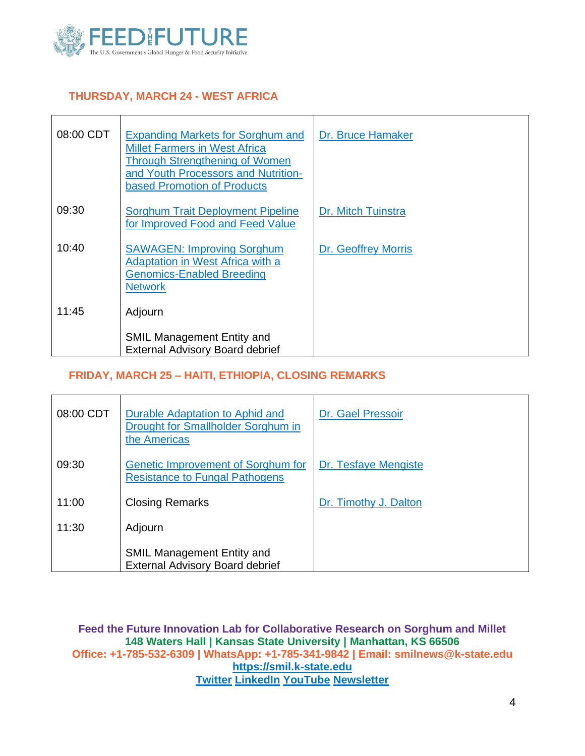## THURSDAY, MARCH 24 - WEST AFRICA

| | | |
|---|---|---|
| 08:00 CDT | Expanding Markets for Sorghum and Millet Farmers in West Africa Through Strengthening of Women and Youth Processors and Nutrition-based Promotion of Products | Dr. Bruce Hamaker |
| 09:30 | Sorghum Trait Deployment Pipeline for Improved Food and Feed Value | Dr. Mitch Tuinstra |
| 10:40 | SAWAGEN: Improving Sorghum Adaptation in West Africa with a Genomics-Enabled Breeding Network | Dr. Geoffrey Morris |
| 11:45 | Adjourn<br><br>SMIL Management Entity and External Advisory Board debrief | |

## FRIDAY, MARCH 25 – HAITI, ETHIOPIA, CLOSING REMARKS

| | | |
|---|---|---|
| 08:00 CDT | Durable Adaptation to Aphid and Drought for Smallholder Sorghum in the Americas | Dr. Gael Pressoir |
| 09:30 | Genetic Improvement of Sorghum for Resistance to Fungal Pathogens | Dr. Tesfaye Mengiste |
| 11:00 | Closing Remarks | Dr. Timothy J. Dalton |
| 11:30 | Adjourn<br><br>SMIL Management Entity and External Advisory Board debrief | |

**Feed the Future Innovation Lab for Collaborative Research on Sorghum and Millet**
**148 Waters Hall | Kansas State University | Manhattan, KS 66506**
**Office: +1-785-532-6309 | WhatsApp: +1-785-341-9842 | Email: smilnews@k-state.edu**
**https://smil.k-state.edu**
**Twitter LinkedIn YouTube Newsletter**